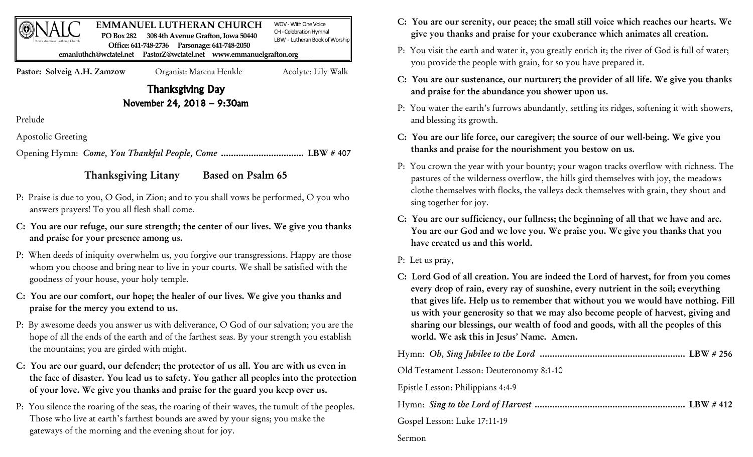**EMMANUEL LUTHERAN CHURCH**

PO Box 282 308 4th Avenue Grafton, Iowa 50440
Office: 641-748-2736 Parsonage: 641-748-2050
emanluthch@wctatel.net PastorZ@wctatel.net www.emmanuelgrafton.org

WOV - With One Voice
CH - Celebration Hymnal
LBW - Lutheran Book of Worship

**Pastor: Solveig A.H. Zamzow** Organist: Marena Henkle Acolyte: Lily Walk

# Thanksgiving Day

## November 24, 2018 – 9:30am

Prelude

Apostolic Greeting

Opening Hymn: *Come, You Thankful People, Come* ................................ **LBW # 407**

## Thanksgiving Litany Based on Psalm 65

P: Praise is due to you, O God, in Zion; and to you shall vows be performed, O you who answers prayers! To you all flesh shall come.

**C: You are our refuge, our sure strength; the center of our lives. We give you thanks and praise for your presence among us.**

P: When deeds of iniquity overwhelm us, you forgive our transgressions. Happy are those whom you choose and bring near to live in your courts. We shall be satisfied with the goodness of your house, your holy temple.

**C: You are our comfort, our hope; the healer of our lives. We give you thanks and praise for the mercy you extend to us.**

P: By awesome deeds you answer us with deliverance, O God of our salvation; you are the hope of all the ends of the earth and of the farthest seas. By your strength you establish the mountains; you are girded with might.

**C: You are our guard, our defender; the protector of us all. You are with us even in the face of disaster. You lead us to safety. You gather all peoples into the protection of your love. We give you thanks and praise for the guard you keep over us.**

P: You silence the roaring of the seas, the roaring of their waves, the tumult of the peoples. Those who live at earth's farthest bounds are awed by your signs; you make the gateways of the morning and the evening shout for joy.

**C: You are our serenity, our peace; the small still voice which reaches our hearts. We give you thanks and praise for your exuberance which animates all creation.**

P: You visit the earth and water it, you greatly enrich it; the river of God is full of water; you provide the people with grain, for so you have prepared it.

**C: You are our sustenance, our nurturer; the provider of all life. We give you thanks and praise for the abundance you shower upon us.**

P: You water the earth's furrows abundantly, settling its ridges, softening it with showers, and blessing its growth.

**C: You are our life force, our caregiver; the source of our well-being. We give you thanks and praise for the nourishment you bestow on us.**

P: You crown the year with your bounty; your wagon tracks overflow with richness. The pastures of the wilderness overflow, the hills gird themselves with joy, the meadows clothe themselves with flocks, the valleys deck themselves with grain, they shout and sing together for joy.

**C: You are our sufficiency, our fullness; the beginning of all that we have and are. You are our God and we love you. We praise you. We give you thanks that you have created us and this world.**

P: Let us pray,

**C: Lord God of all creation. You are indeed the Lord of harvest, for from you comes every drop of rain, every ray of sunshine, every nutrient in the soil; everything that gives life. Help us to remember that without you we would have nothing. Fill us with your generosity so that we may also become people of harvest, giving and sharing our blessings, our wealth of food and goods, with all the peoples of this world. We ask this in Jesus' Name. Amen.**

Hymn: *Oh, Sing Jubilee to the Lord* ......................................................... **LBW # 256**

Old Testament Lesson: Deuteronomy 8:1-10

Epistle Lesson: Philippians 4:4-9

Hymn: *Sing to the Lord of Harvest* ........................................................... **LBW # 412**

Gospel Lesson: Luke 17:11-19

Sermon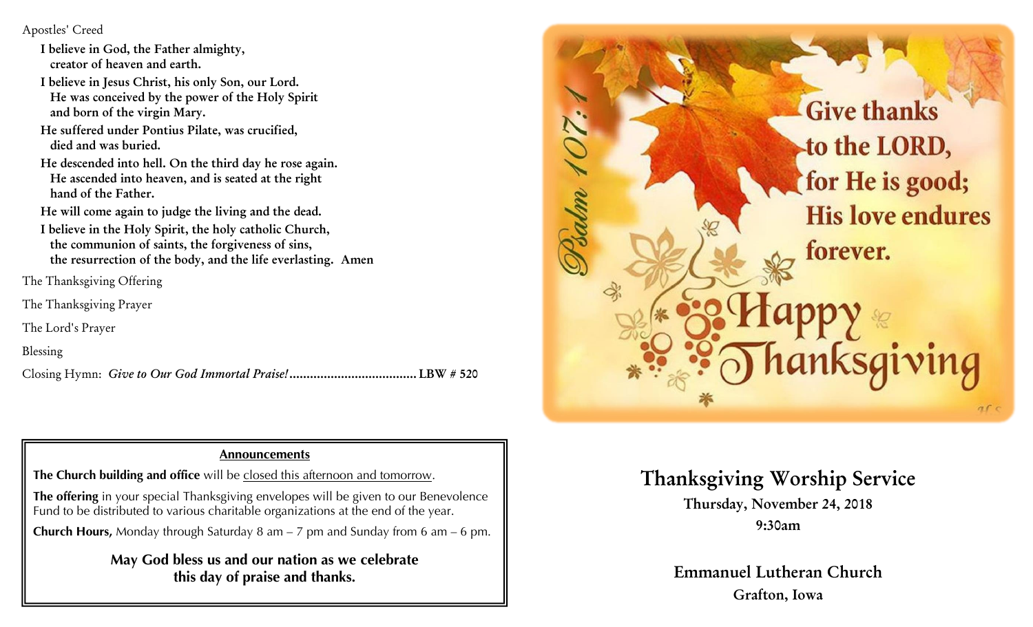Apostles' Creed

**I believe in God, the Father almighty,**
**creator of heaven and earth.**

**I believe in Jesus Christ, his only Son, our Lord.**
**He was conceived by the power of the Holy Spirit**
**and born of the virgin Mary.**

**He suffered under Pontius Pilate, was crucified,**
**died and was buried.**

**He descended into hell. On the third day he rose again.**
**He ascended into heaven, and is seated at the right**
**hand of the Father.**

**He will come again to judge the living and the dead.**

**I believe in the Holy Spirit, the holy catholic Church,**
**the communion of saints, the forgiveness of sins,**
**the resurrection of the body, and the life everlasting. Amen**

The Thanksgiving Offering

The Thanksgiving Prayer

The Lord's Prayer

Blessing

Closing Hymn: *Give to Our God Immortal Praise!* .................................... **LBW # 520**

**Announcements**

**The Church building and office** will be closed this afternoon and tomorrow.

**The offering** in your special Thanksgiving envelopes will be given to our Benevolence Fund to be distributed to various charitable organizations at the end of the year.

**Church Hours,** Monday through Saturday 8 am – 7 pm and Sunday from 6 am – 6 pm.

**May God bless us and our nation as we celebrate this day of praise and thanks.**

Psalm 107:1

Give thanks to the LORD, for He is good; His love endures forever.

Happy Thanksgiving

# Thanksgiving Worship Service

**Thursday, November 24, 2018**
**9:30am**

## Emmanuel Lutheran Church

**Grafton, Iowa**